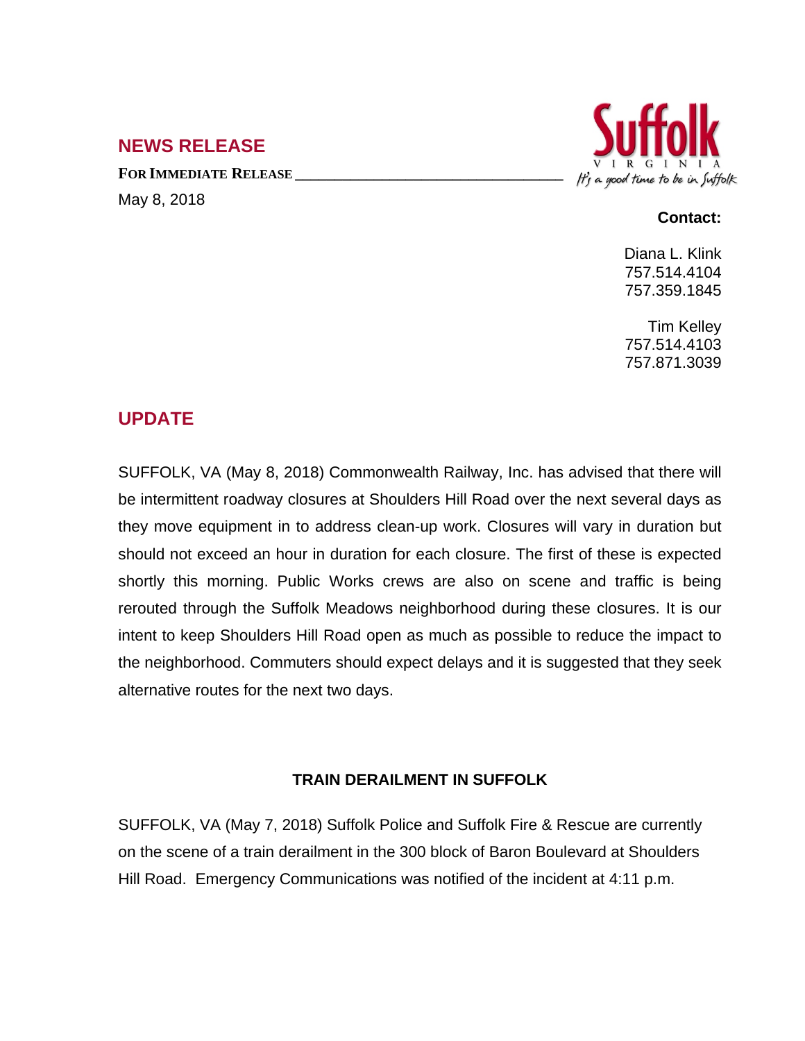## NEWS RELEASE

**FOR IMMEDIATE RELEASE**

May 8, 2018

Suffolk
VIRGINIA
It's a good time to be in Suffolk

**Contact:**

Diana L. Klink
757.514.4104
757.359.1845

Tim Kelley
757.514.4103
757.871.3039

## UPDATE

SUFFOLK, VA (May 8, 2018) Commonwealth Railway, Inc. has advised that there will be intermittent roadway closures at Shoulders Hill Road over the next several days as they move equipment in to address clean-up work. Closures will vary in duration but should not exceed an hour in duration for each closure. The first of these is expected shortly this morning. Public Works crews are also on scene and traffic is being rerouted through the Suffolk Meadows neighborhood during these closures. It is our intent to keep Shoulders Hill Road open as much as possible to reduce the impact to the neighborhood. Commuters should expect delays and it is suggested that they seek alternative routes for the next two days.

**TRAIN DERAILMENT IN SUFFOLK**

SUFFOLK, VA (May 7, 2018) Suffolk Police and Suffolk Fire & Rescue are currently on the scene of a train derailment in the 300 block of Baron Boulevard at Shoulders Hill Road. Emergency Communications was notified of the incident at 4:11 p.m.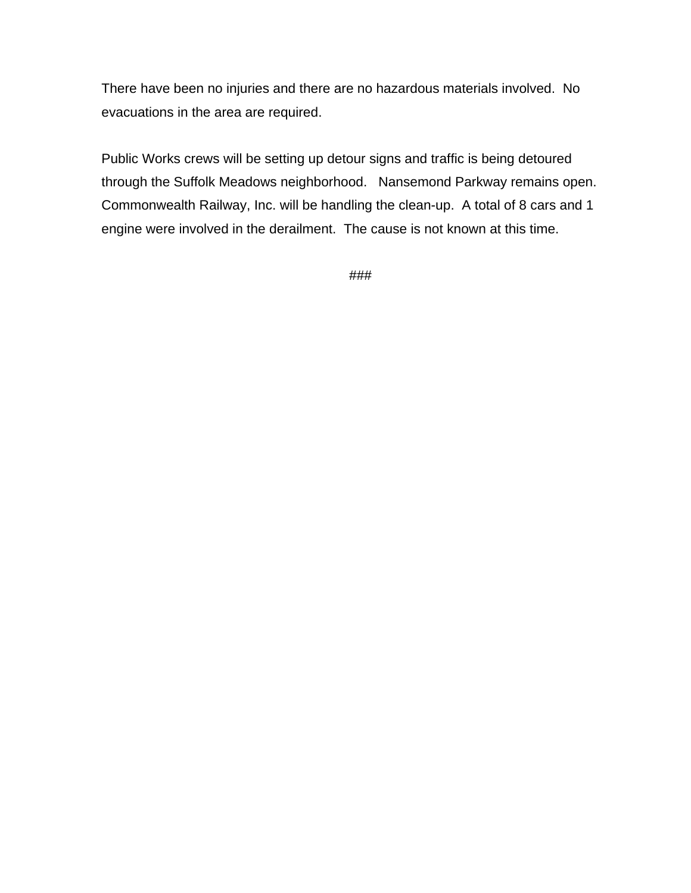There have been no injuries and there are no hazardous materials involved.  No evacuations in the area are required.

Public Works crews will be setting up detour signs and traffic is being detoured through the Suffolk Meadows neighborhood.   Nansemond Parkway remains open. Commonwealth Railway, Inc. will be handling the clean-up.  A total of 8 cars and 1 engine were involved in the derailment.  The cause is not known at this time.

###